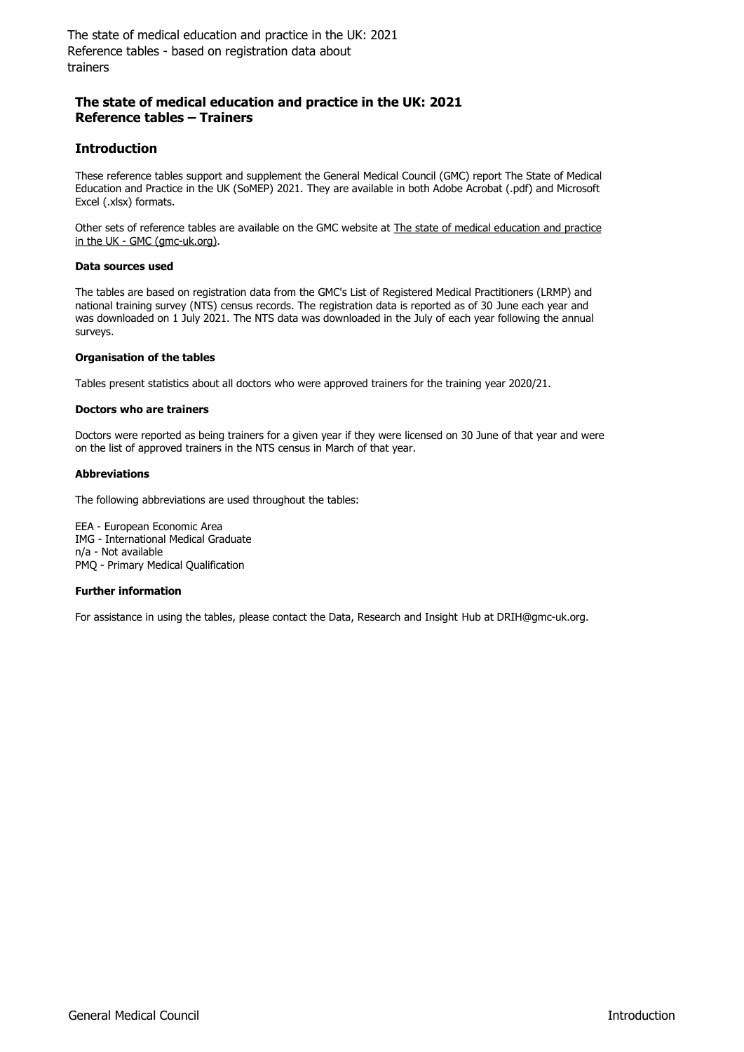# The state of medical education and practice in the UK: 2021
# Reference tables – Trainers

## Introduction

These reference tables support and supplement the General Medical Council (GMC) report The State of Medical Education and Practice in the UK (SoMEP) 2021. They are available in both Adobe Acrobat (.pdf) and Microsoft Excel (.xlsx) formats.

Other sets of reference tables are available on the GMC website at The state of medical education and practice in the UK - GMC (gmc-uk.org).

**Data sources used**

The tables are based on registration data from the GMC's List of Registered Medical Practitioners (LRMP) and national training survey (NTS) census records. The registration data is reported as of 30 June each year and was downloaded on 1 July 2021. The NTS data was downloaded in the July of each year following the annual surveys.

**Organisation of the tables**

Tables present statistics about all doctors who were approved trainers for the training year 2020/21.

**Doctors who are trainers**

Doctors were reported as being trainers for a given year if they were licensed on 30 June of that year and were on the list of approved trainers in the NTS census in March of that year.

**Abbreviations**

The following abbreviations are used throughout the tables:

EEA - European Economic Area
IMG - International Medical Graduate
n/a - Not available
PMQ - Primary Medical Qualification

**Further information**

For assistance in using the tables, please contact the Data, Research and Insight Hub at DRIH@gmc-uk.org.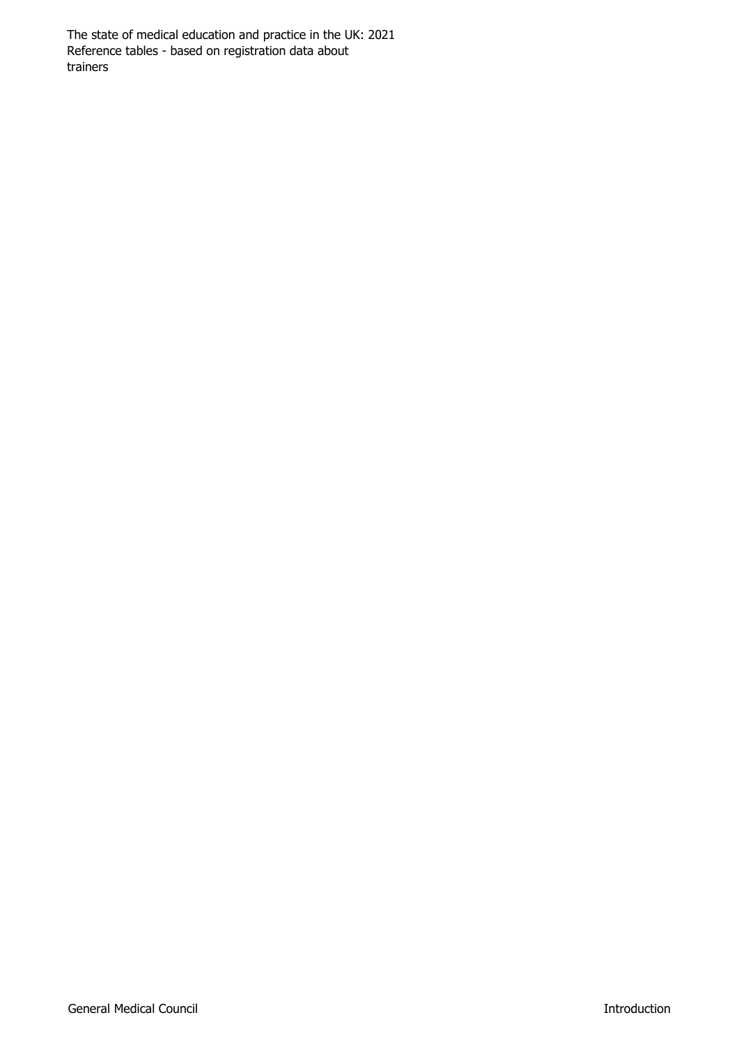The state of medical education and practice in the UK: 2021
Reference tables - based on registration data about trainers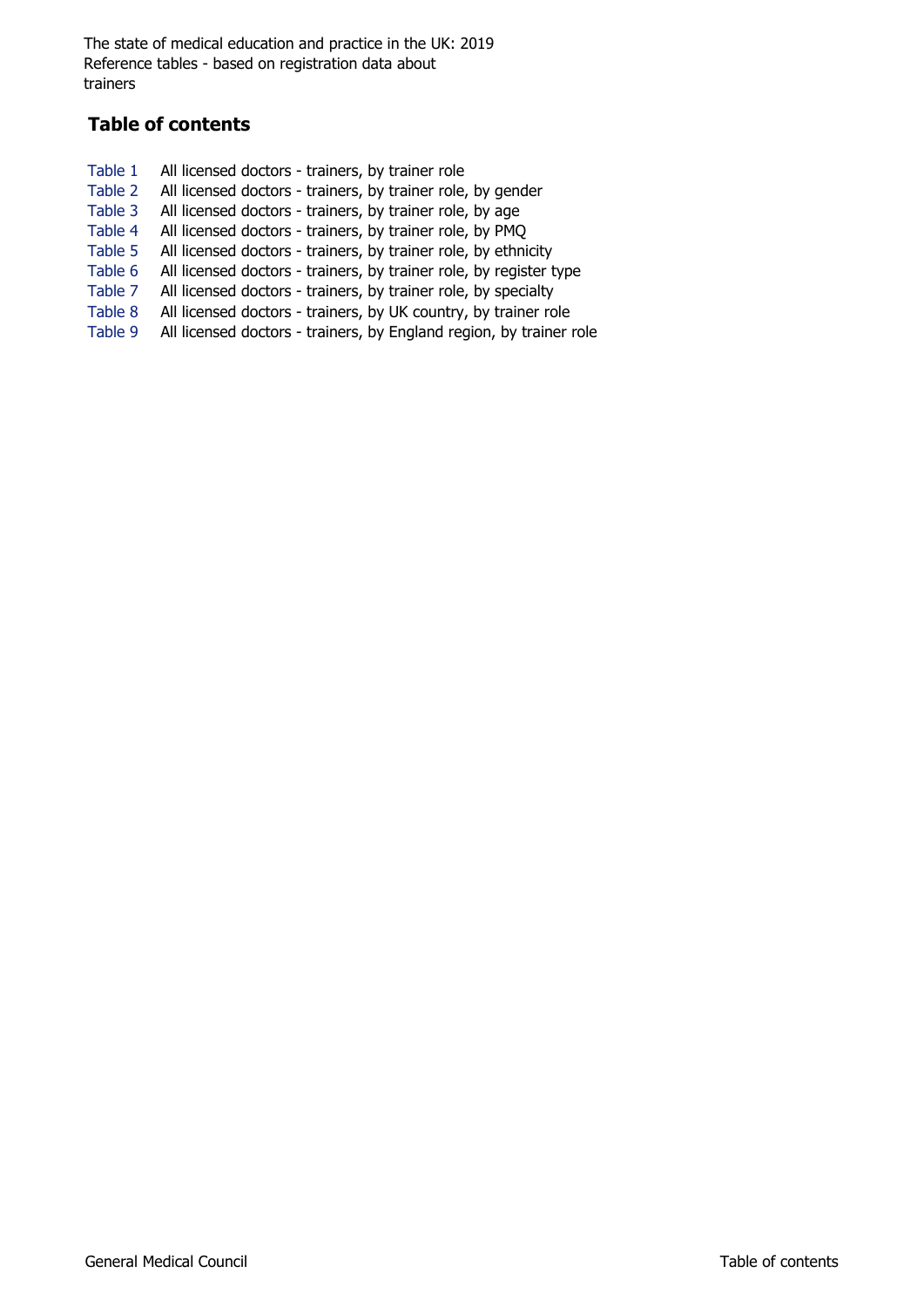The state of medical education and practice in the UK: 2019
Reference tables - based on registration data about trainers

## Table of contents

| | |
|---|---|
| Table 1 | All licensed doctors - trainers, by trainer role |
| Table 2 | All licensed doctors - trainers, by trainer role, by gender |
| Table 3 | All licensed doctors - trainers, by trainer role, by age |
| Table 4 | All licensed doctors - trainers, by trainer role, by PMQ |
| Table 5 | All licensed doctors - trainers, by trainer role, by ethnicity |
| Table 6 | All licensed doctors - trainers, by trainer role, by register type |
| Table 7 | All licensed doctors - trainers, by trainer role, by specialty |
| Table 8 | All licensed doctors - trainers, by UK country, by trainer role |
| Table 9 | All licensed doctors - trainers, by England region, by trainer role |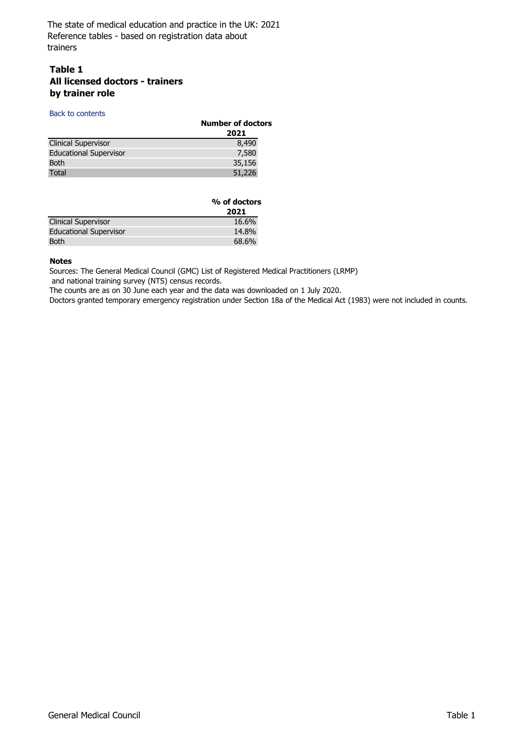The state of medical education and practice in the UK: 2021
Reference tables - based on registration data about trainers

## Table 1
## All licensed doctors - trainers by trainer role

Back to contents

| | Number of doctors |
|---|---|
| | 2021 |
| Clinical Supervisor | 8,490 |
| Educational Supervisor | 7,580 |
| Both | 35,156 |
| Total | 51,226 |

| | % of doctors |
|---|---|
| | 2021 |
| Clinical Supervisor | 16.6% |
| Educational Supervisor | 14.8% |
| Both | 68.6% |

**Notes**

Sources: The General Medical Council (GMC) List of Registered Medical Practitioners (LRMP) and national training survey (NTS) census records.

The counts are as on 30 June each year and the data was downloaded on 1 July 2020.

Doctors granted temporary emergency registration under Section 18a of the Medical Act (1983) were not included in counts.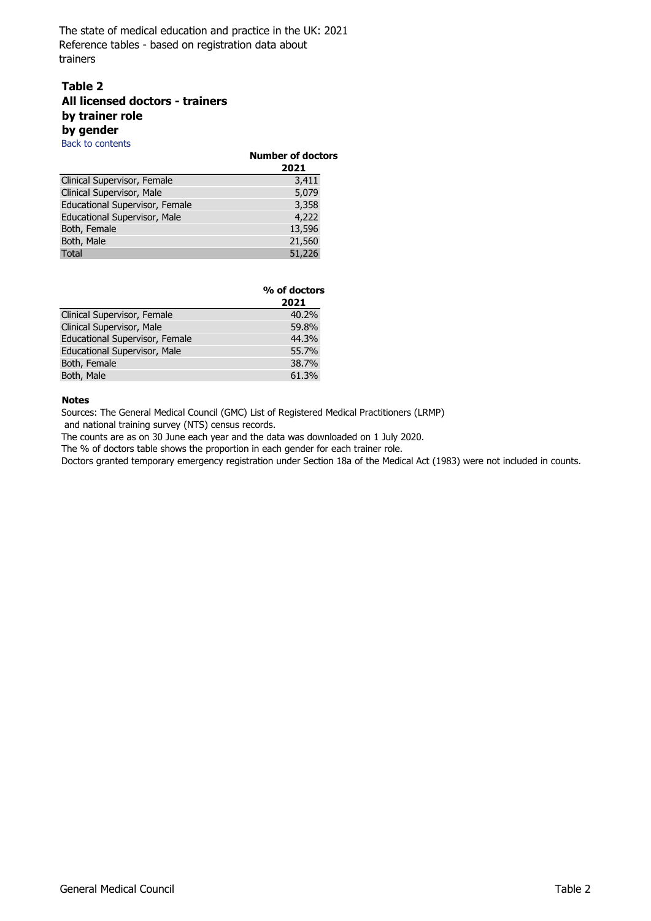The state of medical education and practice in the UK: 2021
Reference tables - based on registration data about trainers

## Table 2
## All licensed doctors - trainers
## by trainer role
## by gender

Back to contents

| | Number of doctors |
|---|---|
| | 2021 |
| Clinical Supervisor, Female | 3,411 |
| Clinical Supervisor, Male | 5,079 |
| Educational Supervisor, Female | 3,358 |
| Educational Supervisor, Male | 4,222 |
| Both, Female | 13,596 |
| Both, Male | 21,560 |
| Total | 51,226 |

| | % of doctors |
|---|---|
| | 2021 |
| Clinical Supervisor, Female | 40.2% |
| Clinical Supervisor, Male | 59.8% |
| Educational Supervisor, Female | 44.3% |
| Educational Supervisor, Male | 55.7% |
| Both, Female | 38.7% |
| Both, Male | 61.3% |

**Notes**

Sources: The General Medical Council (GMC) List of Registered Medical Practitioners (LRMP) and national training survey (NTS) census records.

The counts are as on 30 June each year and the data was downloaded on 1 July 2020.

The % of doctors table shows the proportion in each gender for each trainer role.

Doctors granted temporary emergency registration under Section 18a of the Medical Act (1983) were not included in counts.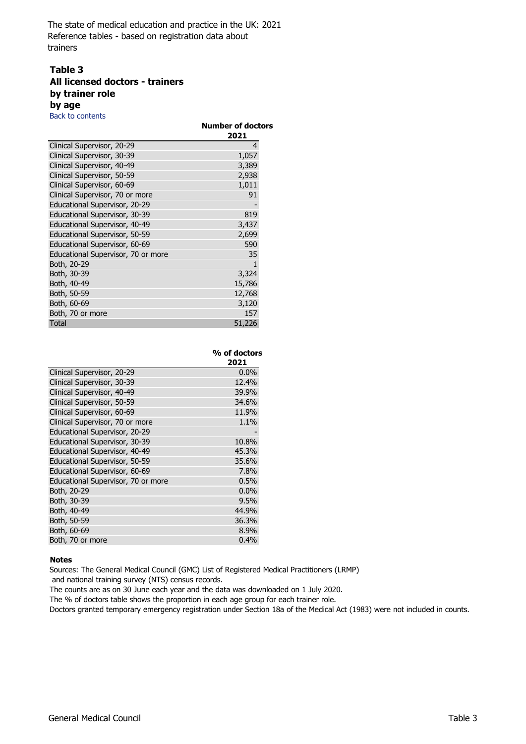The state of medical education and practice in the UK: 2021
Reference tables - based on registration data about trainers

## Table 3
**All licensed doctors - trainers**
**by trainer role**
**by age**

Back to contents

| | Number of doctors 2021 |
|---|---|
| Clinical Supervisor, 20-29 | 4 |
| Clinical Supervisor, 30-39 | 1,057 |
| Clinical Supervisor, 40-49 | 3,389 |
| Clinical Supervisor, 50-59 | 2,938 |
| Clinical Supervisor, 60-69 | 1,011 |
| Clinical Supervisor, 70 or more | 91 |
| Educational Supervisor, 20-29 | - |
| Educational Supervisor, 30-39 | 819 |
| Educational Supervisor, 40-49 | 3,437 |
| Educational Supervisor, 50-59 | 2,699 |
| Educational Supervisor, 60-69 | 590 |
| Educational Supervisor, 70 or more | 35 |
| Both, 20-29 | 1 |
| Both, 30-39 | 3,324 |
| Both, 40-49 | 15,786 |
| Both, 50-59 | 12,768 |
| Both, 60-69 | 3,120 |
| Both, 70 or more | 157 |
| Total | 51,226 |

| | % of doctors 2021 |
|---|---|
| Clinical Supervisor, 20-29 | 0.0% |
| Clinical Supervisor, 30-39 | 12.4% |
| Clinical Supervisor, 40-49 | 39.9% |
| Clinical Supervisor, 50-59 | 34.6% |
| Clinical Supervisor, 60-69 | 11.9% |
| Clinical Supervisor, 70 or more | 1.1% |
| Educational Supervisor, 20-29 | - |
| Educational Supervisor, 30-39 | 10.8% |
| Educational Supervisor, 40-49 | 45.3% |
| Educational Supervisor, 50-59 | 35.6% |
| Educational Supervisor, 60-69 | 7.8% |
| Educational Supervisor, 70 or more | 0.5% |
| Both, 20-29 | 0.0% |
| Both, 30-39 | 9.5% |
| Both, 40-49 | 44.9% |
| Both, 50-59 | 36.3% |
| Both, 60-69 | 8.9% |
| Both, 70 or more | 0.4% |

**Notes**

Sources: The General Medical Council (GMC) List of Registered Medical Practitioners (LRMP) and national training survey (NTS) census records.

The counts are as on 30 June each year and the data was downloaded on 1 July 2020.

The % of doctors table shows the proportion in each age group for each trainer role.

Doctors granted temporary emergency registration under Section 18a of the Medical Act (1983) were not included in counts.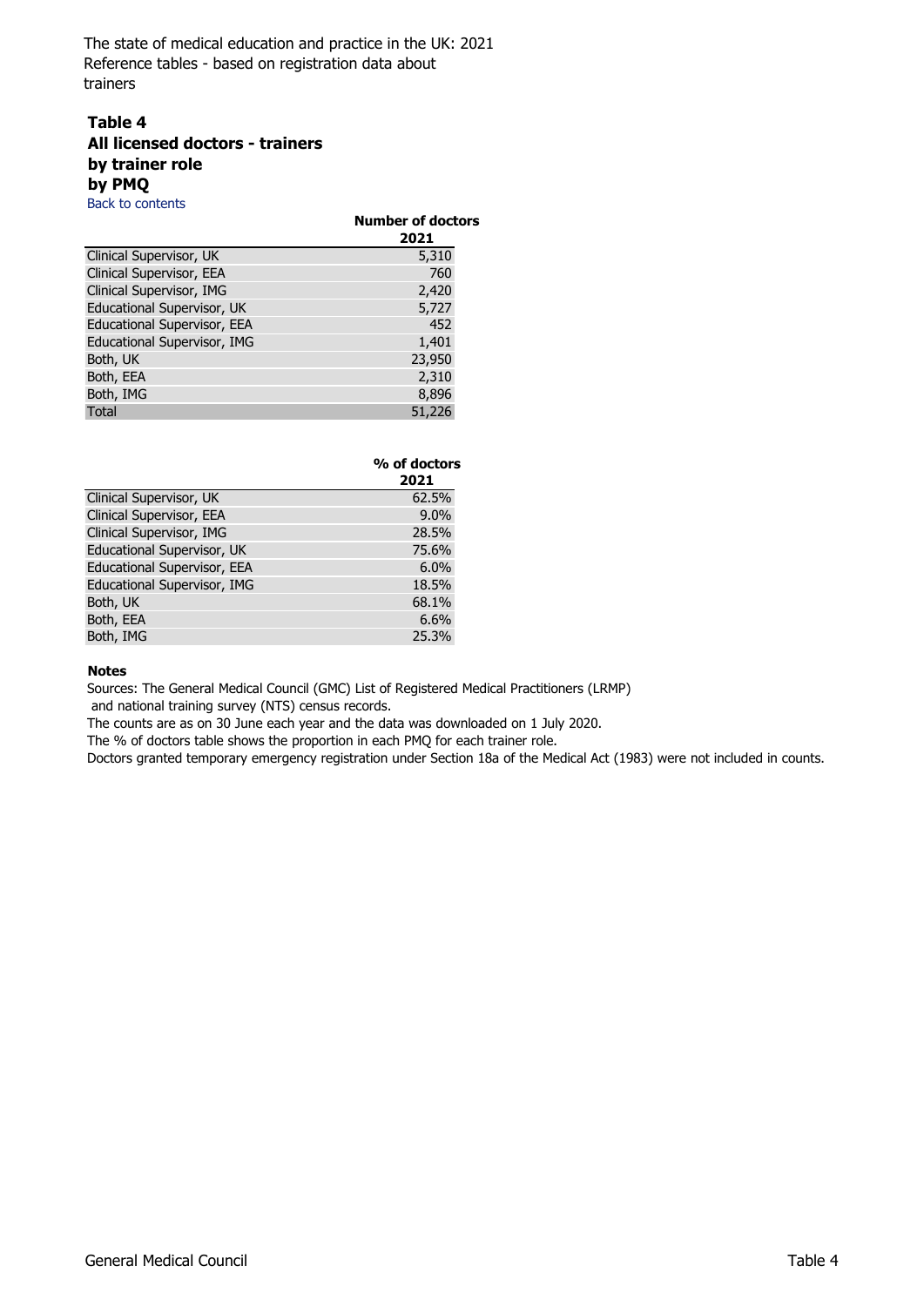The state of medical education and practice in the UK: 2021
Reference tables - based on registration data about trainers

### Table 4
### All licensed doctors - trainers
### by trainer role
### by PMQ

Back to contents

| | Number of doctors |
|---|---|
| | 2021 |
| Clinical Supervisor, UK | 5,310 |
| Clinical Supervisor, EEA | 760 |
| Clinical Supervisor, IMG | 2,420 |
| Educational Supervisor, UK | 5,727 |
| Educational Supervisor, EEA | 452 |
| Educational Supervisor, IMG | 1,401 |
| Both, UK | 23,950 |
| Both, EEA | 2,310 |
| Both, IMG | 8,896 |
| Total | 51,226 |

| | % of doctors |
|---|---|
| | 2021 |
| Clinical Supervisor, UK | 62.5% |
| Clinical Supervisor, EEA | 9.0% |
| Clinical Supervisor, IMG | 28.5% |
| Educational Supervisor, UK | 75.6% |
| Educational Supervisor, EEA | 6.0% |
| Educational Supervisor, IMG | 18.5% |
| Both, UK | 68.1% |
| Both, EEA | 6.6% |
| Both, IMG | 25.3% |

**Notes**

Sources: The General Medical Council (GMC) List of Registered Medical Practitioners (LRMP) and national training survey (NTS) census records.

The counts are as on 30 June each year and the data was downloaded on 1 July 2020.

The % of doctors table shows the proportion in each PMQ for each trainer role.

Doctors granted temporary emergency registration under Section 18a of the Medical Act (1983) were not included in counts.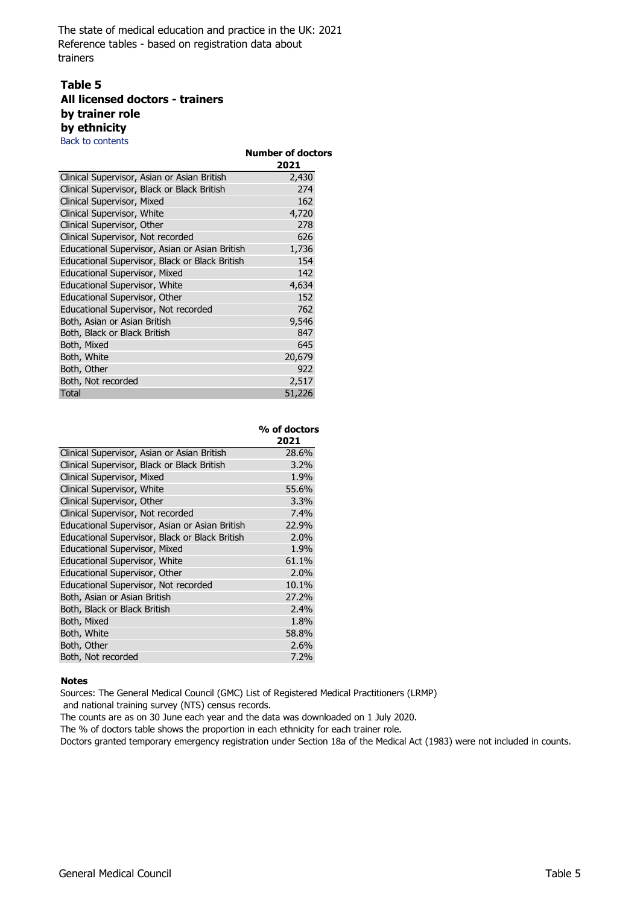The state of medical education and practice in the UK: 2021
Reference tables - based on registration data about trainers

## Table 5
## All licensed doctors - trainers
## by trainer role
## by ethnicity

Back to contents

| | Number of doctors 2021 |
|---|---|
| Clinical Supervisor, Asian or Asian British | 2,430 |
| Clinical Supervisor, Black or Black British | 274 |
| Clinical Supervisor, Mixed | 162 |
| Clinical Supervisor, White | 4,720 |
| Clinical Supervisor, Other | 278 |
| Clinical Supervisor, Not recorded | 626 |
| Educational Supervisor, Asian or Asian British | 1,736 |
| Educational Supervisor, Black or Black British | 154 |
| Educational Supervisor, Mixed | 142 |
| Educational Supervisor, White | 4,634 |
| Educational Supervisor, Other | 152 |
| Educational Supervisor, Not recorded | 762 |
| Both, Asian or Asian British | 9,546 |
| Both, Black or Black British | 847 |
| Both, Mixed | 645 |
| Both, White | 20,679 |
| Both, Other | 922 |
| Both, Not recorded | 2,517 |
| Total | 51,226 |

| | % of doctors 2021 |
|---|---|
| Clinical Supervisor, Asian or Asian British | 28.6% |
| Clinical Supervisor, Black or Black British | 3.2% |
| Clinical Supervisor, Mixed | 1.9% |
| Clinical Supervisor, White | 55.6% |
| Clinical Supervisor, Other | 3.3% |
| Clinical Supervisor, Not recorded | 7.4% |
| Educational Supervisor, Asian or Asian British | 22.9% |
| Educational Supervisor, Black or Black British | 2.0% |
| Educational Supervisor, Mixed | 1.9% |
| Educational Supervisor, White | 61.1% |
| Educational Supervisor, Other | 2.0% |
| Educational Supervisor, Not recorded | 10.1% |
| Both, Asian or Asian British | 27.2% |
| Both, Black or Black British | 2.4% |
| Both, Mixed | 1.8% |
| Both, White | 58.8% |
| Both, Other | 2.6% |
| Both, Not recorded | 7.2% |

**Notes**

Sources: The General Medical Council (GMC) List of Registered Medical Practitioners (LRMP) and national training survey (NTS) census records.

The counts are as on 30 June each year and the data was downloaded on 1 July 2020.

The % of doctors table shows the proportion in each ethnicity for each trainer role.

Doctors granted temporary emergency registration under Section 18a of the Medical Act (1983) were not included in counts.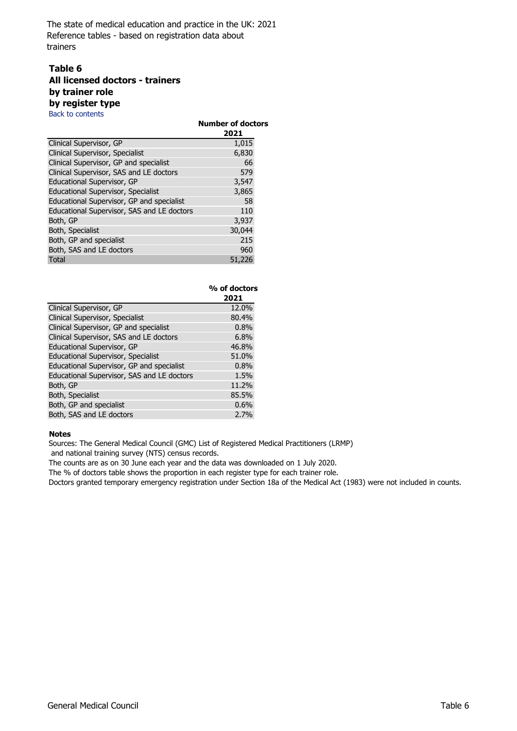The state of medical education and practice in the UK: 2021
Reference tables - based on registration data about trainers

## Table 6
## All licensed doctors - trainers
## by trainer role
## by register type

Back to contents

| | Number of doctors |
|---|---|
| | 2021 |
| Clinical Supervisor, GP | 1,015 |
| Clinical Supervisor, Specialist | 6,830 |
| Clinical Supervisor, GP and specialist | 66 |
| Clinical Supervisor, SAS and LE doctors | 579 |
| Educational Supervisor, GP | 3,547 |
| Educational Supervisor, Specialist | 3,865 |
| Educational Supervisor, GP and specialist | 58 |
| Educational Supervisor, SAS and LE doctors | 110 |
| Both, GP | 3,937 |
| Both, Specialist | 30,044 |
| Both, GP and specialist | 215 |
| Both, SAS and LE doctors | 960 |
| Total | 51,226 |

| | % of doctors |
|---|---|
| | 2021 |
| Clinical Supervisor, GP | 12.0% |
| Clinical Supervisor, Specialist | 80.4% |
| Clinical Supervisor, GP and specialist | 0.8% |
| Clinical Supervisor, SAS and LE doctors | 6.8% |
| Educational Supervisor, GP | 46.8% |
| Educational Supervisor, Specialist | 51.0% |
| Educational Supervisor, GP and specialist | 0.8% |
| Educational Supervisor, SAS and LE doctors | 1.5% |
| Both, GP | 11.2% |
| Both, Specialist | 85.5% |
| Both, GP and specialist | 0.6% |
| Both, SAS and LE doctors | 2.7% |

**Notes**

Sources: The General Medical Council (GMC) List of Registered Medical Practitioners (LRMP) and national training survey (NTS) census records.

The counts are as on 30 June each year and the data was downloaded on 1 July 2020.

The % of doctors table shows the proportion in each register type for each trainer role.

Doctors granted temporary emergency registration under Section 18a of the Medical Act (1983) were not included in counts.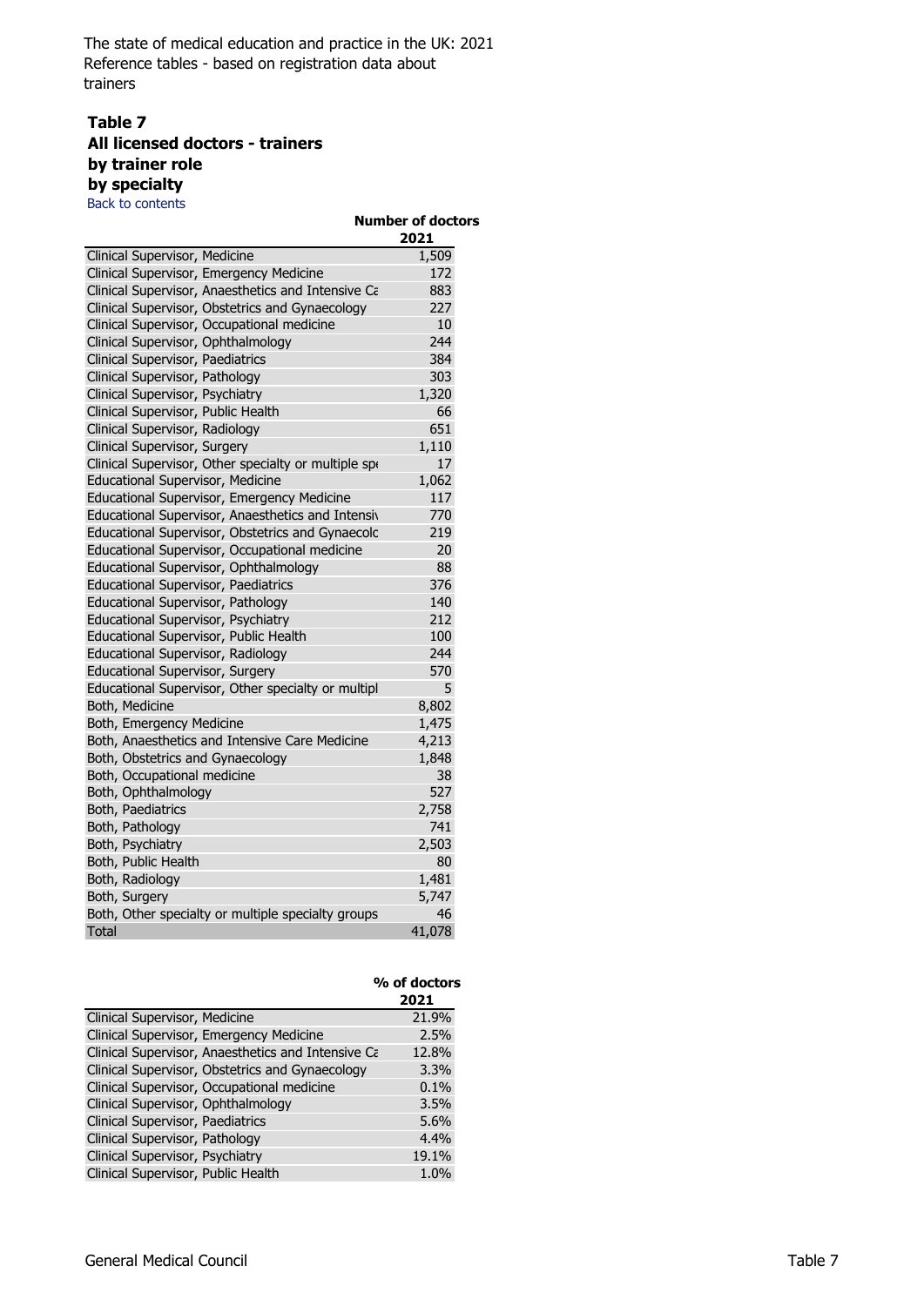The state of medical education and practice in the UK: 2021
Reference tables - based on registration data about trainers

### Table 7
### All licensed doctors - trainers
### by trainer role
### by specialty

Back to contents

| | Number of doctors |
|---|---|
| | 2021 |
| Clinical Supervisor, Medicine | 1,509 |
| Clinical Supervisor, Emergency Medicine | 172 |
| Clinical Supervisor, Anaesthetics and Intensive Ca | 883 |
| Clinical Supervisor, Obstetrics and Gynaecology | 227 |
| Clinical Supervisor, Occupational medicine | 10 |
| Clinical Supervisor, Ophthalmology | 244 |
| Clinical Supervisor, Paediatrics | 384 |
| Clinical Supervisor, Pathology | 303 |
| Clinical Supervisor, Psychiatry | 1,320 |
| Clinical Supervisor, Public Health | 66 |
| Clinical Supervisor, Radiology | 651 |
| Clinical Supervisor, Surgery | 1,110 |
| Clinical Supervisor, Other specialty or multiple spe | 17 |
| Educational Supervisor, Medicine | 1,062 |
| Educational Supervisor, Emergency Medicine | 117 |
| Educational Supervisor, Anaesthetics and Intensiv | 770 |
| Educational Supervisor, Obstetrics and Gynaecolo | 219 |
| Educational Supervisor, Occupational medicine | 20 |
| Educational Supervisor, Ophthalmology | 88 |
| Educational Supervisor, Paediatrics | 376 |
| Educational Supervisor, Pathology | 140 |
| Educational Supervisor, Psychiatry | 212 |
| Educational Supervisor, Public Health | 100 |
| Educational Supervisor, Radiology | 244 |
| Educational Supervisor, Surgery | 570 |
| Educational Supervisor, Other specialty or multipl | 5 |
| Both, Medicine | 8,802 |
| Both, Emergency Medicine | 1,475 |
| Both, Anaesthetics and Intensive Care Medicine | 4,213 |
| Both, Obstetrics and Gynaecology | 1,848 |
| Both, Occupational medicine | 38 |
| Both, Ophthalmology | 527 |
| Both, Paediatrics | 2,758 |
| Both, Pathology | 741 |
| Both, Psychiatry | 2,503 |
| Both, Public Health | 80 |
| Both, Radiology | 1,481 |
| Both, Surgery | 5,747 |
| Both, Other specialty or multiple specialty groups | 46 |
| Total | 41,078 |

| | % of doctors |
|---|---|
| | 2021 |
| Clinical Supervisor, Medicine | 21.9% |
| Clinical Supervisor, Emergency Medicine | 2.5% |
| Clinical Supervisor, Anaesthetics and Intensive Ca | 12.8% |
| Clinical Supervisor, Obstetrics and Gynaecology | 3.3% |
| Clinical Supervisor, Occupational medicine | 0.1% |
| Clinical Supervisor, Ophthalmology | 3.5% |
| Clinical Supervisor, Paediatrics | 5.6% |
| Clinical Supervisor, Pathology | 4.4% |
| Clinical Supervisor, Psychiatry | 19.1% |
| Clinical Supervisor, Public Health | 1.0% |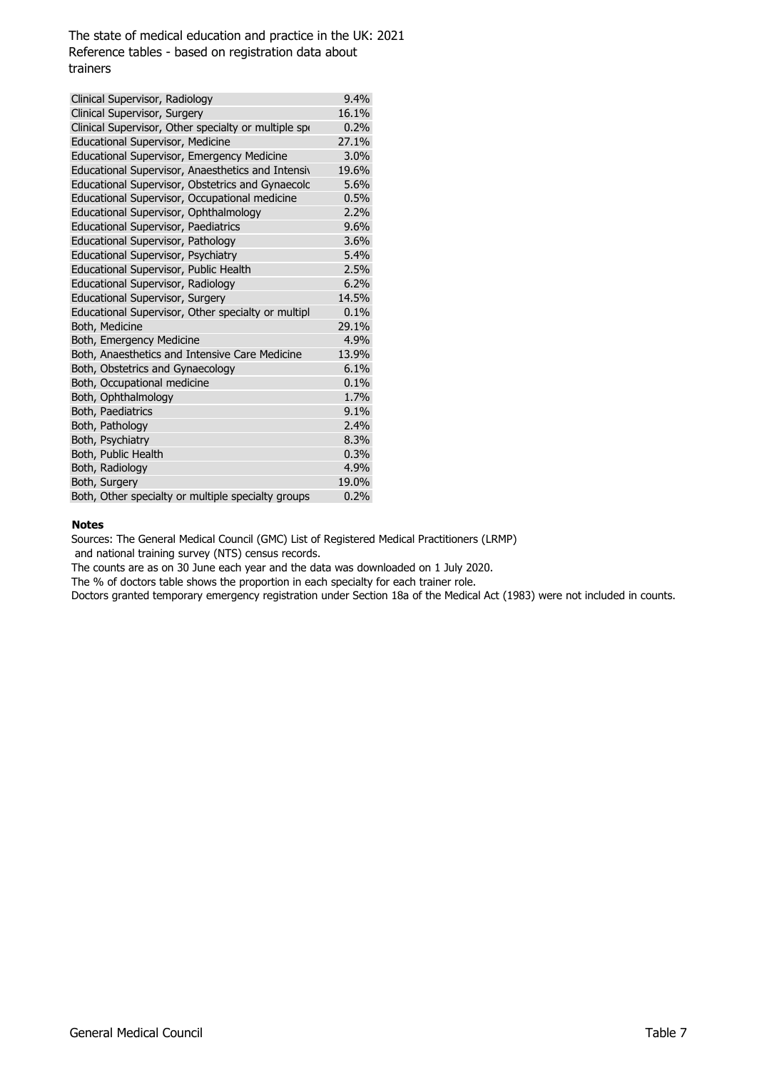The state of medical education and practice in the UK: 2021
Reference tables - based on registration data about trainers

| | |
|---|---|
| Clinical Supervisor, Radiology | 9.4% |
| Clinical Supervisor, Surgery | 16.1% |
| Clinical Supervisor, Other specialty or multiple spe | 0.2% |
| Educational Supervisor, Medicine | 27.1% |
| Educational Supervisor, Emergency Medicine | 3.0% |
| Educational Supervisor, Anaesthetics and Intensiv | 19.6% |
| Educational Supervisor, Obstetrics and Gynaecolo | 5.6% |
| Educational Supervisor, Occupational medicine | 0.5% |
| Educational Supervisor, Ophthalmology | 2.2% |
| Educational Supervisor, Paediatrics | 9.6% |
| Educational Supervisor, Pathology | 3.6% |
| Educational Supervisor, Psychiatry | 5.4% |
| Educational Supervisor, Public Health | 2.5% |
| Educational Supervisor, Radiology | 6.2% |
| Educational Supervisor, Surgery | 14.5% |
| Educational Supervisor, Other specialty or multipl | 0.1% |
| Both, Medicine | 29.1% |
| Both, Emergency Medicine | 4.9% |
| Both, Anaesthetics and Intensive Care Medicine | 13.9% |
| Both, Obstetrics and Gynaecology | 6.1% |
| Both, Occupational medicine | 0.1% |
| Both, Ophthalmology | 1.7% |
| Both, Paediatrics | 9.1% |
| Both, Pathology | 2.4% |
| Both, Psychiatry | 8.3% |
| Both, Public Health | 0.3% |
| Both, Radiology | 4.9% |
| Both, Surgery | 19.0% |
| Both, Other specialty or multiple specialty groups | 0.2% |

**Notes**

Sources: The General Medical Council (GMC) List of Registered Medical Practitioners (LRMP) and national training survey (NTS) census records.

The counts are as on 30 June each year and the data was downloaded on 1 July 2020.

The % of doctors table shows the proportion in each specialty for each trainer role.

Doctors granted temporary emergency registration under Section 18a of the Medical Act (1983) were not included in counts.

General Medical Council

Table 7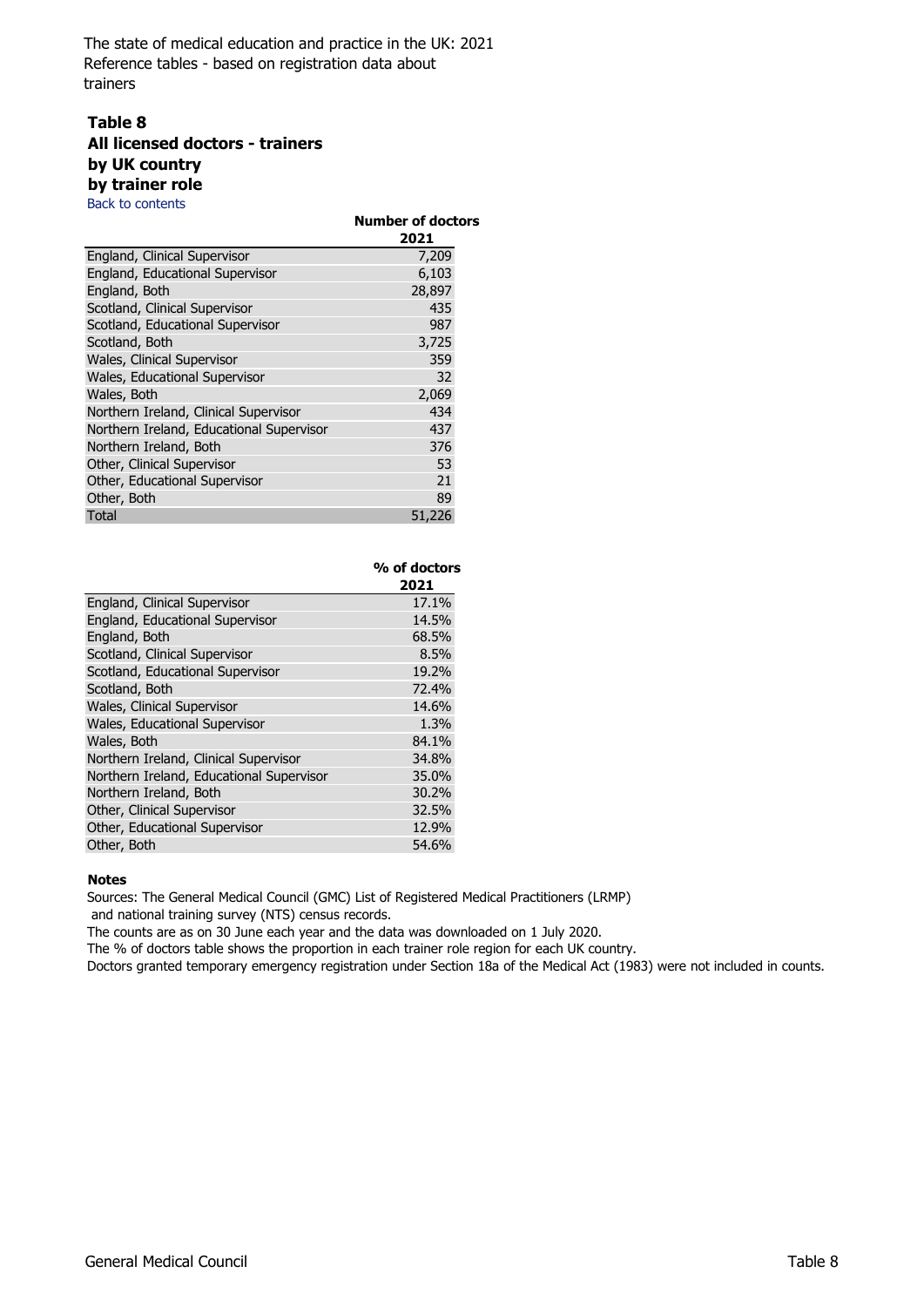The state of medical education and practice in the UK: 2021
Reference tables - based on registration data about trainers

## Table 8
### All licensed doctors - trainers
### by UK country
### by trainer role

Back to contents

| | Number of doctors |
|---|---|
| | 2021 |
| England, Clinical Supervisor | 7,209 |
| England, Educational Supervisor | 6,103 |
| England, Both | 28,897 |
| Scotland, Clinical Supervisor | 435 |
| Scotland, Educational Supervisor | 987 |
| Scotland, Both | 3,725 |
| Wales, Clinical Supervisor | 359 |
| Wales, Educational Supervisor | 32 |
| Wales, Both | 2,069 |
| Northern Ireland, Clinical Supervisor | 434 |
| Northern Ireland, Educational Supervisor | 437 |
| Northern Ireland, Both | 376 |
| Other, Clinical Supervisor | 53 |
| Other, Educational Supervisor | 21 |
| Other, Both | 89 |
| Total | 51,226 |

| | % of doctors |
|---|---|
| | 2021 |
| England, Clinical Supervisor | 17.1% |
| England, Educational Supervisor | 14.5% |
| England, Both | 68.5% |
| Scotland, Clinical Supervisor | 8.5% |
| Scotland, Educational Supervisor | 19.2% |
| Scotland, Both | 72.4% |
| Wales, Clinical Supervisor | 14.6% |
| Wales, Educational Supervisor | 1.3% |
| Wales, Both | 84.1% |
| Northern Ireland, Clinical Supervisor | 34.8% |
| Northern Ireland, Educational Supervisor | 35.0% |
| Northern Ireland, Both | 30.2% |
| Other, Clinical Supervisor | 32.5% |
| Other, Educational Supervisor | 12.9% |
| Other, Both | 54.6% |

**Notes**

Sources: The General Medical Council (GMC) List of Registered Medical Practitioners (LRMP) and national training survey (NTS) census records.

The counts are as on 30 June each year and the data was downloaded on 1 July 2020.

The % of doctors table shows the proportion in each trainer role region for each UK country.

Doctors granted temporary emergency registration under Section 18a of the Medical Act (1983) were not included in counts.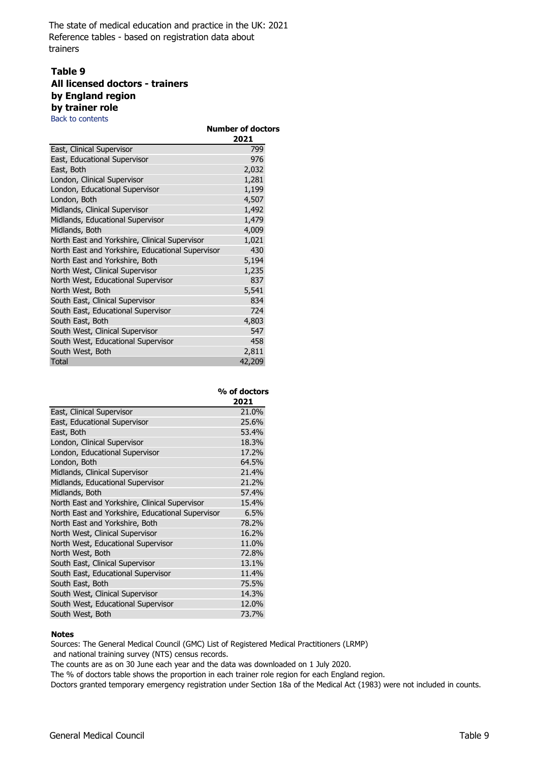The state of medical education and practice in the UK: 2021
Reference tables - based on registration data about trainers

## Table 9
## All licensed doctors - trainers
## by England region
## by trainer role

Back to contents

| | Number of doctors |
|---|---|
| | 2021 |
| East, Clinical Supervisor | 799 |
| East, Educational Supervisor | 976 |
| East, Both | 2,032 |
| London, Clinical Supervisor | 1,281 |
| London, Educational Supervisor | 1,199 |
| London, Both | 4,507 |
| Midlands, Clinical Supervisor | 1,492 |
| Midlands, Educational Supervisor | 1,479 |
| Midlands, Both | 4,009 |
| North East and Yorkshire, Clinical Supervisor | 1,021 |
| North East and Yorkshire, Educational Supervisor | 430 |
| North East and Yorkshire, Both | 5,194 |
| North West, Clinical Supervisor | 1,235 |
| North West, Educational Supervisor | 837 |
| North West, Both | 5,541 |
| South East, Clinical Supervisor | 834 |
| South East, Educational Supervisor | 724 |
| South East, Both | 4,803 |
| South West, Clinical Supervisor | 547 |
| South West, Educational Supervisor | 458 |
| South West, Both | 2,811 |
| Total | 42,209 |

| | % of doctors |
|---|---|
| | 2021 |
| East, Clinical Supervisor | 21.0% |
| East, Educational Supervisor | 25.6% |
| East, Both | 53.4% |
| London, Clinical Supervisor | 18.3% |
| London, Educational Supervisor | 17.2% |
| London, Both | 64.5% |
| Midlands, Clinical Supervisor | 21.4% |
| Midlands, Educational Supervisor | 21.2% |
| Midlands, Both | 57.4% |
| North East and Yorkshire, Clinical Supervisor | 15.4% |
| North East and Yorkshire, Educational Supervisor | 6.5% |
| North East and Yorkshire, Both | 78.2% |
| North West, Clinical Supervisor | 16.2% |
| North West, Educational Supervisor | 11.0% |
| North West, Both | 72.8% |
| South East, Clinical Supervisor | 13.1% |
| South East, Educational Supervisor | 11.4% |
| South East, Both | 75.5% |
| South West, Clinical Supervisor | 14.3% |
| South West, Educational Supervisor | 12.0% |
| South West, Both | 73.7% |

**Notes**

Sources: The General Medical Council (GMC) List of Registered Medical Practitioners (LRMP) and national training survey (NTS) census records.

The counts are as on 30 June each year and the data was downloaded on 1 July 2020.

The % of doctors table shows the proportion in each trainer role region for each England region.

Doctors granted temporary emergency registration under Section 18a of the Medical Act (1983) were not included in counts.